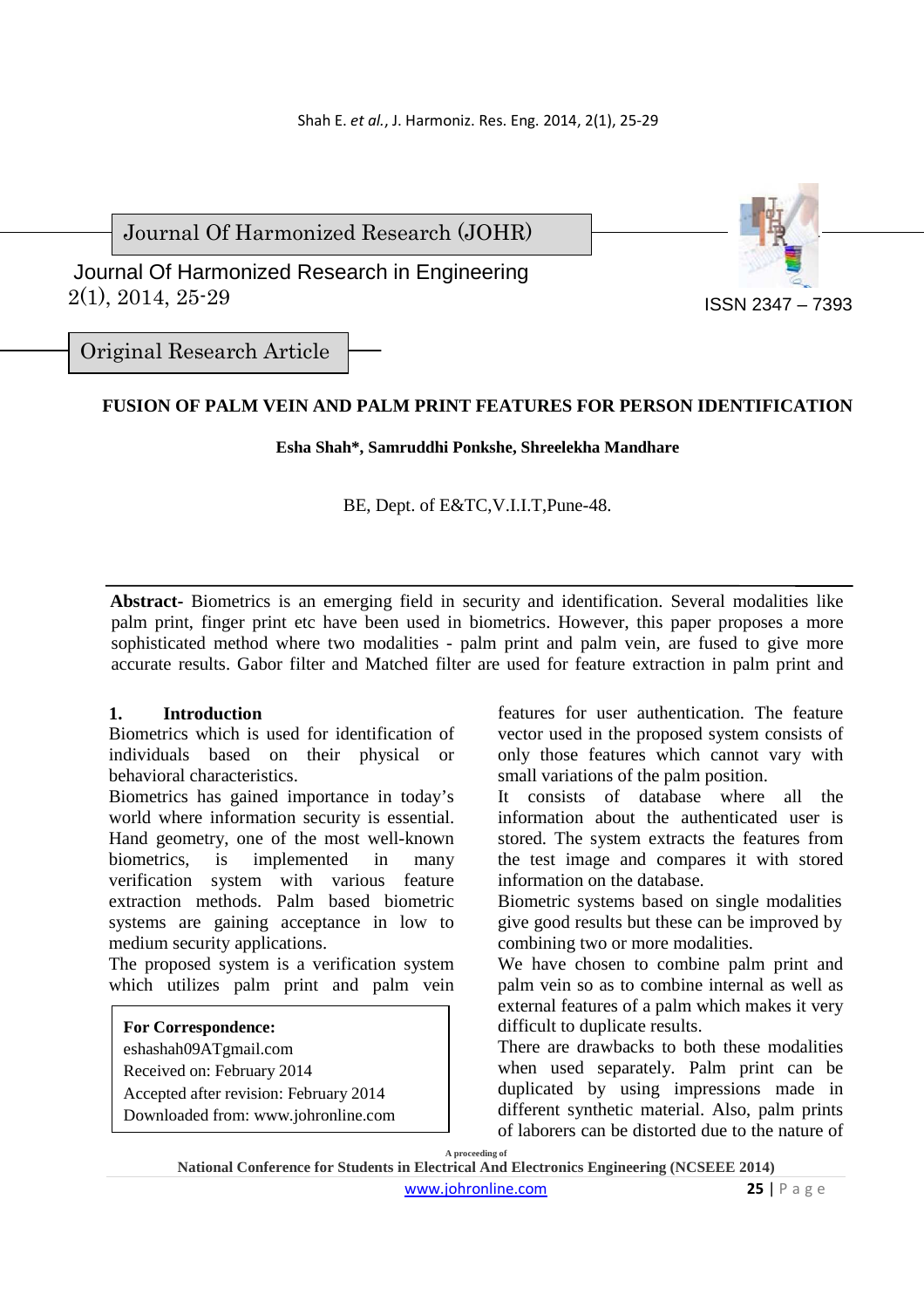Journal Of Harmonized Research (JOHR)

Journal Of Harmonized Research in Engineering
2(1), 2014, 25-29

ISSN 2347 – 7393

Original Research Article

# FUSION OF PALM VEIN AND PALM PRINT FEATURES FOR PERSON IDENTIFICATION

**Esha Shah\*, Samruddhi Ponkshe, Shreelekha Mandhare**

BE, Dept. of E&TC,V.I.I.T,Pune-48.

**Abstract-** Biometrics is an emerging field in security and identification. Several modalities like palm print, finger print etc have been used in biometrics. However, this paper proposes a more sophisticated method where two modalities - palm print and palm vein, are fused to give more accurate results. Gabor filter and Matched filter are used for feature extraction in palm print and

## 1. Introduction

Biometrics which is used for identification of individuals based on their physical or behavioral characteristics.

Biometrics has gained importance in today's world where information security is essential. Hand geometry, one of the most well-known biometrics, is implemented in many verification system with various feature extraction methods. Palm based biometric systems are gaining acceptance in low to medium security applications.

The proposed system is a verification system which utilizes palm print and palm vein features for user authentication. The feature vector used in the proposed system consists of only those features which cannot vary with small variations of the palm position.

It consists of database where all the information about the authenticated user is stored. The system extracts the features from the test image and compares it with stored information on the database.

Biometric systems based on single modalities give good results but these can be improved by combining two or more modalities.

We have chosen to combine palm print and palm vein so as to combine internal as well as external features of a palm which makes it very difficult to duplicate results.

There are drawbacks to both these modalities when used separately. Palm print can be duplicated by using impressions made in different synthetic material. Also, palm prints of laborers can be distorted due to the nature of

**For Correspondence:**
eshashah09ATgmail.com
Received on: February 2014
Accepted after revision: February 2014
Downloaded from: www.johronline.com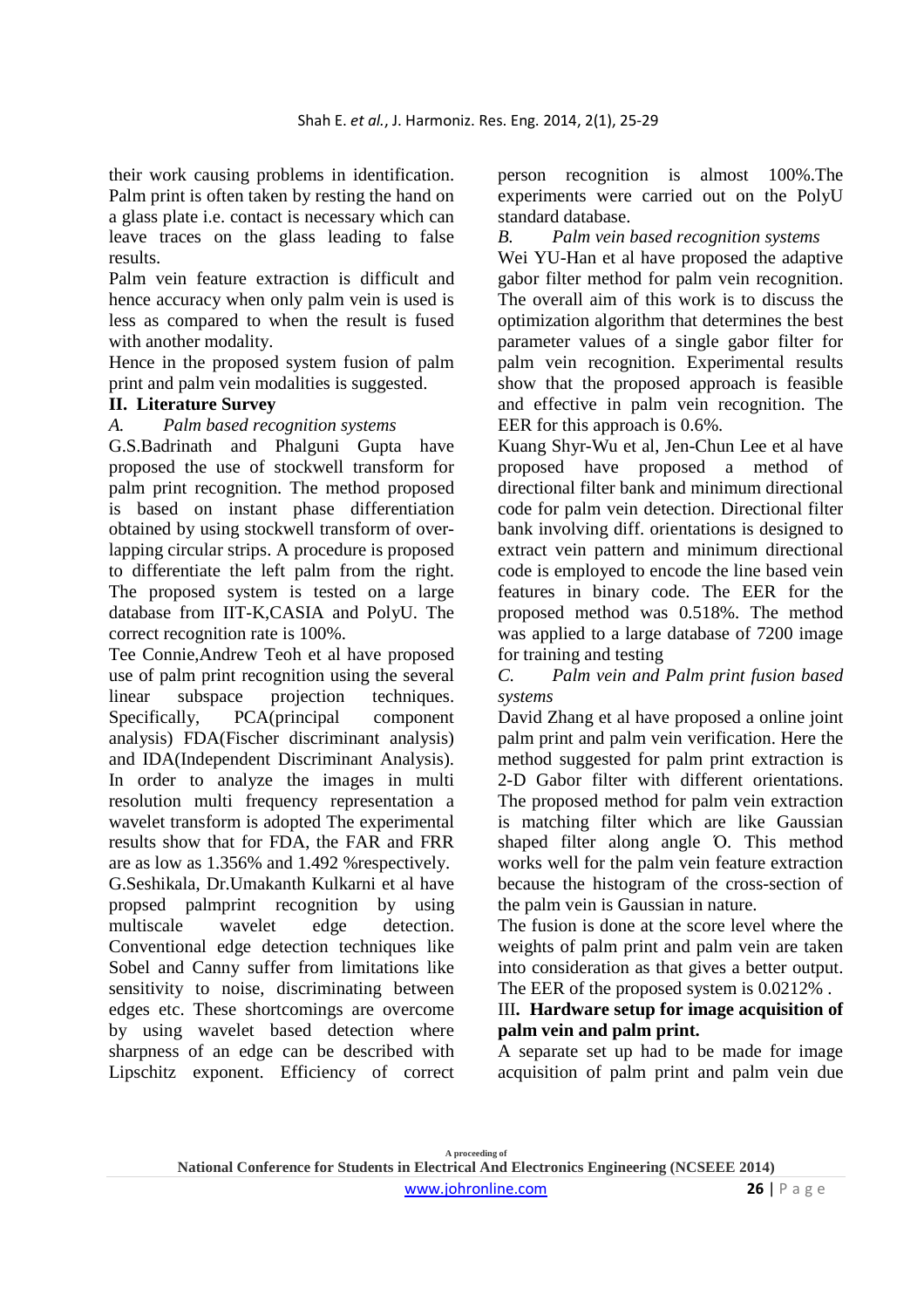their work causing problems in identification. Palm print is often taken by resting the hand on a glass plate i.e. contact is necessary which can leave traces on the glass leading to false results.

Palm vein feature extraction is difficult and hence accuracy when only palm vein is used is less as compared to when the result is fused with another modality.

Hence in the proposed system fusion of palm print and palm vein modalities is suggested.

## II. Literature Survey

### *A. Palm based recognition systems*

G.S.Badrinath and Phalguni Gupta have proposed the use of stockwell transform for palm print recognition. The method proposed is based on instant phase differentiation obtained by using stockwell transform of over-lapping circular strips. A procedure is proposed to differentiate the left palm from the right. The proposed system is tested on a large database from IIT-K,CASIA and PolyU. The correct recognition rate is 100%.

Tee Connie,Andrew Teoh et al have proposed use of palm print recognition using the several linear subspace projection techniques. Specifically, PCA(principal component analysis) FDA(Fischer discriminant analysis) and IDA(Independent Discriminant Analysis). In order to analyze the images in multi resolution multi frequency representation a wavelet transform is adopted The experimental results show that for FDA, the FAR and FRR are as low as 1.356% and 1.492 %respectively.

G.Seshikala, Dr.Umakanth Kulkarni et al have propsed palmprint recognition by using multiscale wavelet edge detection. Conventional edge detection techniques like Sobel and Canny suffer from limitations like sensitivity to noise, discriminating between edges etc. These shortcomings are overcome by using wavelet based detection where sharpness of an edge can be described with Lipschitz exponent. Efficiency of correct person recognition is almost 100%.The experiments were carried out on the PolyU standard database.

### *B. Palm vein based recognition systems*

Wei YU-Han et al have proposed the adaptive gabor filter method for palm vein recognition. The overall aim of this work is to discuss the optimization algorithm that determines the best parameter values of a single gabor filter for palm vein recognition. Experimental results show that the proposed approach is feasible and effective in palm vein recognition. The EER for this approach is 0.6%.

Kuang Shyr-Wu et al, Jen-Chun Lee et al have proposed have proposed a method of directional filter bank and minimum directional code for palm vein detection. Directional filter bank involving diff. orientations is designed to extract vein pattern and minimum directional code is employed to encode the line based vein features in binary code. The EER for the proposed method was 0.518%. The method was applied to a large database of 7200 image for training and testing

### *C. Palm vein and Palm print fusion based systems*

David Zhang et al have proposed a online joint palm print and palm vein verification. Here the method suggested for palm print extraction is 2-D Gabor filter with different orientations. The proposed method for palm vein extraction is matching filter which are like Gaussian shaped filter along angle Ό. This method works well for the palm vein feature extraction because the histogram of the cross-section of the palm vein is Gaussian in nature.

The fusion is done at the score level where the weights of palm print and palm vein are taken into consideration as that gives a better output. The EER of the proposed system is 0.0212% .

## III. Hardware setup for image acquisition of palm vein and palm print.

A separate set up had to be made for image acquisition of palm print and palm vein due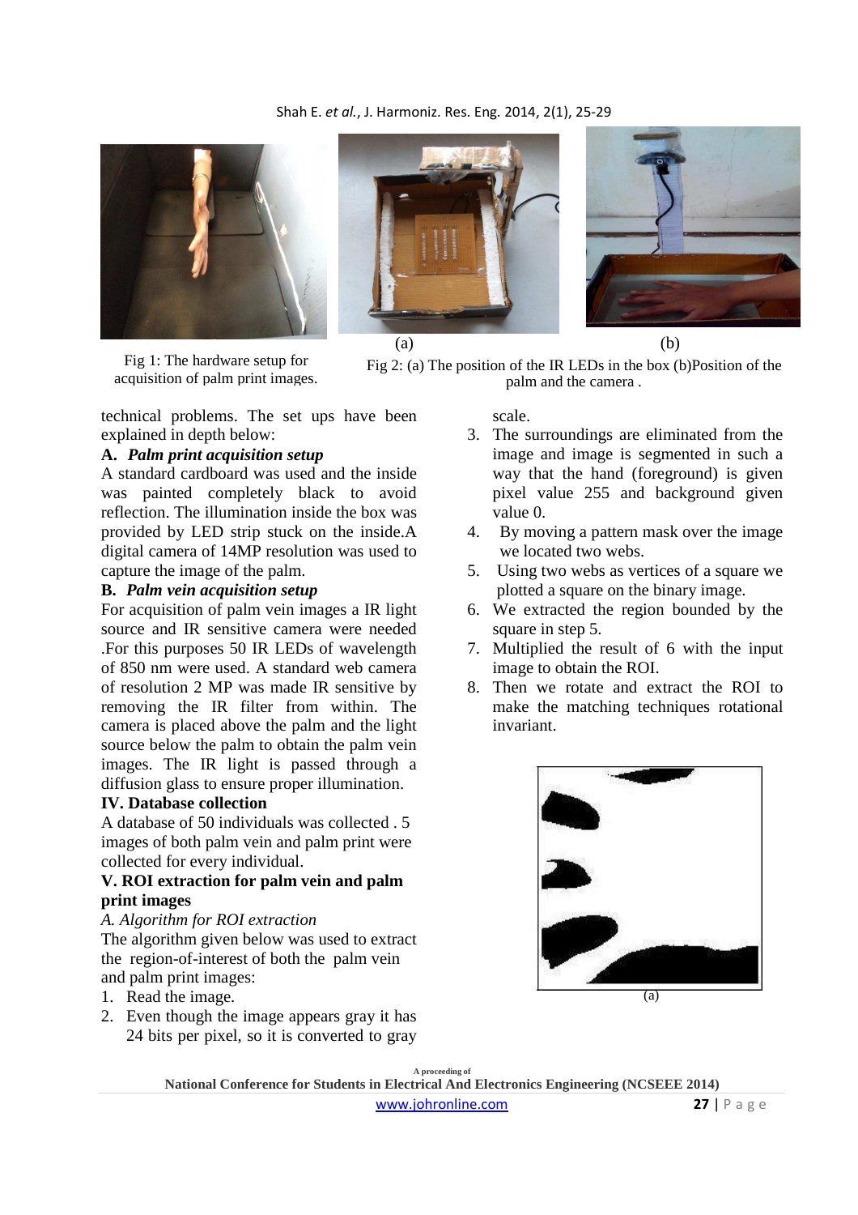Fig 1: The hardware setup for acquisition of palm print images.

(a) (b)

Fig 2: (a) The position of the IR LEDs in the box (b)Position of the palm and the camera .

technical problems. The set ups have been explained in depth below:

**A. *Palm print acquisition setup***

A standard cardboard was used and the inside was painted completely black to avoid reflection. The illumination inside the box was provided by LED strip stuck on the inside.A digital camera of 14MP resolution was used to capture the image of the palm.

**B. *Palm vein acquisition setup***

For acquisition of palm vein images a IR light source and IR sensitive camera were needed .For this purposes 50 IR LEDs of wavelength of 850 nm were used. A standard web camera of resolution 2 MP was made IR sensitive by removing the IR filter within. The camera is placed above the palm and the light source below the palm to obtain the palm vein images. The IR light is passed through a diffusion glass to ensure proper illumination.

## IV. Database collection

A database of 50 individuals was collected . 5 images of both palm vein and palm print were collected for every individual.

## V. ROI extraction for palm vein and palm print images

*A. Algorithm for ROI extraction*

The algorithm given below was used to extract the region-of-interest of both the palm vein and palm print images:

1. Read the image.
2. Even though the image appears gray it has 24 bits per pixel, so it is converted to gray scale.
3. The surroundings are eliminated from the image and image is segmented in such a way that the hand (foreground) is given pixel value 255 and background given value 0.
4. By moving a pattern mask over the image we located two webs.
5. Using two webs as vertices of a square we plotted a square on the binary image.
6. We extracted the region bounded by the square in step 5.
7. Multiplied the result of 6 with the input image to obtain the ROI.
8. Then we rotate and extract the ROI to make the matching techniques rotational invariant.

(a)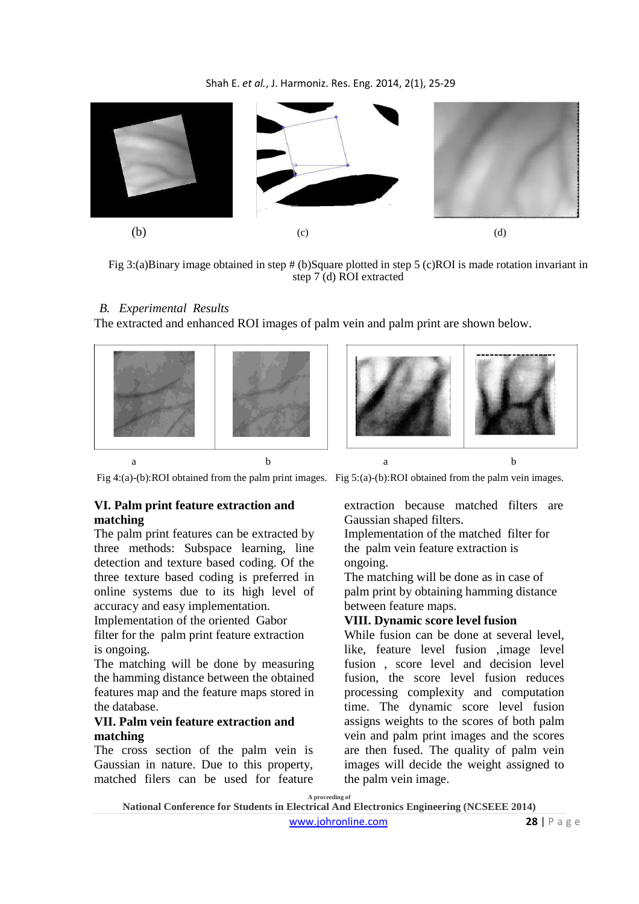(b) (c) (d)

Fig 3:(a)Binary image obtained in step # (b)Square plotted in step 5 (c)ROI is made rotation invariant in step 7 (d) ROI extracted

### *B. Experimental Results*

The extracted and enhanced ROI images of palm vein and palm print are shown below.

a b a b

Fig 4:(a)-(b):ROI obtained from the palm print images. Fig 5:(a)-(b):ROI obtained from the palm vein images.

## VI. Palm print feature extraction and matching

The palm print features can be extracted by three methods: Subspace learning, line detection and texture based coding. Of the three texture based coding is preferred in online systems due to its high level of accuracy and easy implementation.

Implementation of the oriented Gabor filter for the palm print feature extraction is ongoing.

The matching will be done by measuring the hamming distance between the obtained features map and the feature maps stored in the database.

## VII. Palm vein feature extraction and matching

The cross section of the palm vein is Gaussian in nature. Due to this property, matched filers can be used for feature extraction because matched filters are Gaussian shaped filters.

Implementation of the matched filter for the palm vein feature extraction is ongoing.

The matching will be done as in case of palm print by obtaining hamming distance between feature maps.

## VIII. Dynamic score level fusion

While fusion can be done at several level, like, feature level fusion ,image level fusion , score level and decision level fusion, the score level fusion reduces processing complexity and computation time. The dynamic score level fusion assigns weights to the scores of both palm vein and palm print images and the scores are then fused. The quality of palm vein images will decide the weight assigned to the palm vein image.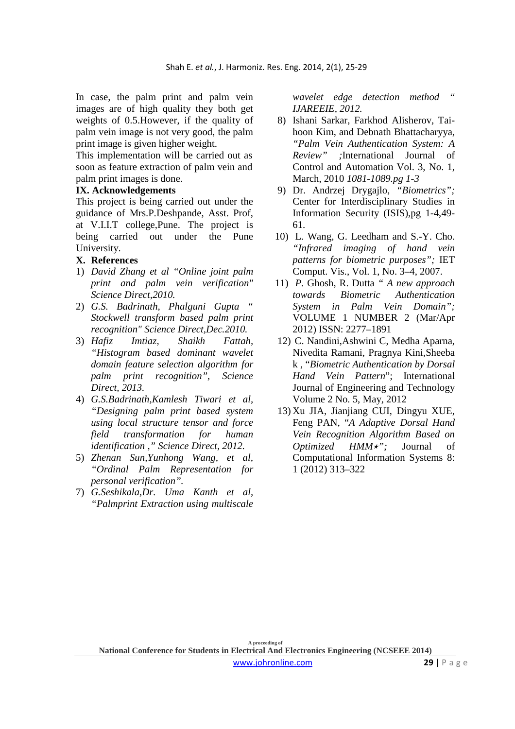In case, the palm print and palm vein images are of high quality they both get weights of 0.5.However, if the quality of palm vein image is not very good, the palm print image is given higher weight.

This implementation will be carried out as soon as feature extraction of palm vein and palm print images is done.

## IX. Acknowledgements

This project is being carried out under the guidance of Mrs.P.Deshpande, Asst. Prof, at V.I.I.T college,Pune. The project is being carried out under the Pune University.

## X. References

1) *David Zhang et al "Online joint palm print and palm vein verification" Science Direct,2010.*
2) *G.S. Badrinath, Phalguni Gupta " Stockwell transform based palm print recognition" Science Direct,Dec.2010.*
3) *Hafiz Imtiaz, Shaikh Fattah, "Histogram based dominant wavelet domain feature selection algorithm for palm print recognition", Science Direct, 2013.*
4) *G.S.Badrinath,Kamlesh Tiwari et al, "Designing palm print based system using local structure tensor and force field transformation for human identification ," Science Direct, 2012.*
5) *Zhenan Sun,Yunhong Wang, et al, "Ordinal Palm Representation for personal verification".*
7) *G.Seshikala,Dr. Uma Kanth et al, "Palmprint Extraction using multiscale wavelet edge detection method " IJAREEIE, 2012.*
8) Ishani Sarkar, Farkhod Alisherov, Tai-hoon Kim, and Debnath Bhattacharyya, *"Palm Vein Authentication System: A Review" ;*International Journal of Control and Automation Vol. 3, No. 1, March, 2010 *1081-1089.pg 1-3*
9) Dr. Andrzej Drygajlo, *"Biometrics";* Center for Interdisciplinary Studies in Information Security (ISIS),pg 1-4,49-61.
10) L. Wang, G. Leedham and S.-Y. Cho. *"Infrared imaging of hand vein patterns for biometric purposes";* IET Comput. Vis., Vol. 1, No. 3–4, 2007.
11) *P.* Ghosh, R. Dutta *" A new approach towards Biometric Authentication System in Palm Vein Domain";* VOLUME 1 NUMBER 2 (Mar/Apr 2012) ISSN: 2277–1891
12) C. Nandini,Ashwini C, Medha Aparna, Nivedita Ramani, Pragnya Kini,Sheeba k , "*Biometric Authentication by Dorsal Hand Vein Pattern*"; International Journal of Engineering and Technology Volume 2 No. 5, May, 2012
13) Xu JIA, Jianjiang CUI, Dingyu XUE, Feng PAN, "*A Adaptive Dorsal Hand Vein Recognition Algorithm Based on Optimized HMM⋆";* Journal of Computational Information Systems 8: 1 (2012) 313–322